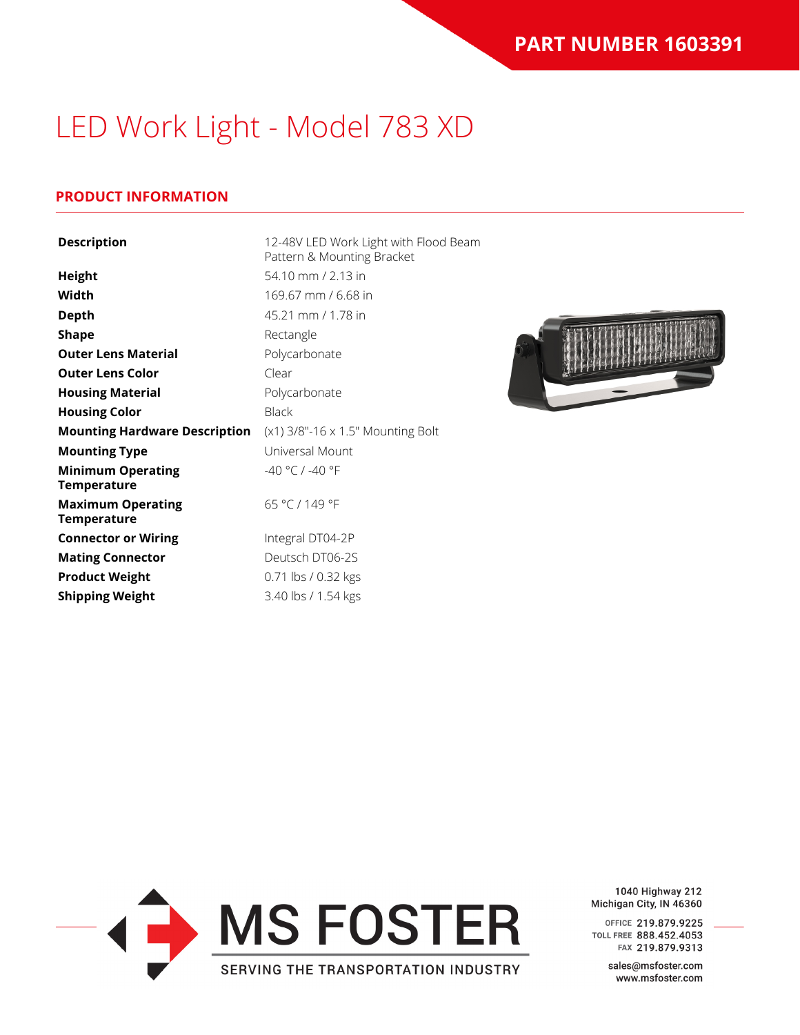**PART NUMBER 1603391**

# LED Work Light - Model 783 XD

## PRODUCT INFORMATION

| | |
|---|---|
| **Description** | 12-48V LED Work Light with Flood Beam Pattern & Mounting Bracket |
| **Height** | 54.10 mm / 2.13 in |
| **Width** | 169.67 mm / 6.68 in |
| **Depth** | 45.21 mm / 1.78 in |
| **Shape** | Rectangle |
| **Outer Lens Material** | Polycarbonate |
| **Outer Lens Color** | Clear |
| **Housing Material** | Polycarbonate |
| **Housing Color** | Black |
| **Mounting Hardware Description** | (x1) 3/8"-16 x 1.5" Mounting Bolt |
| **Mounting Type** | Universal Mount |
| **Minimum Operating Temperature** | -40 °C / -40 °F |
| **Maximum Operating Temperature** | 65 °C / 149 °F |
| **Connector or Wiring** | Integral DT04-2P |
| **Mating Connector** | Deutsch DT06-2S |
| **Product Weight** | 0.71 lbs / 0.32 kgs |
| **Shipping Weight** | 3.40 lbs / 1.54 kgs |

MS FOSTER
SERVING THE TRANSPORTATION INDUSTRY

1040 Highway 212
Michigan City, IN 46360

OFFICE 219.879.9225
TOLL FREE 888.452.4053
FAX 219.879.9313

sales@msfoster.com
www.msfoster.com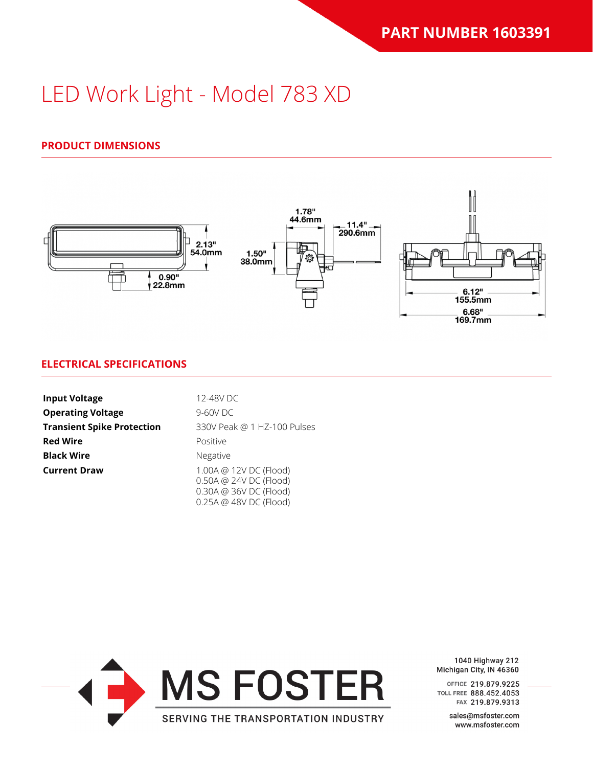**PART NUMBER 1603391**

# LED Work Light - Model 783 XD

## PRODUCT DIMENSIONS

2.13"
54.0mm

0.90"
22.8mm

1.78"
44.6mm

11.4"
290.6mm

1.50"
38.0mm

6.12"
155.5mm

6.68"
169.7mm

## ELECTRICAL SPECIFICATIONS

| | |
|---|---|
| **Input Voltage** | 12-48V DC |
| **Operating Voltage** | 9-60V DC |
| **Transient Spike Protection** | 330V Peak @ 1 HZ-100 Pulses |
| **Red Wire** | Positive |
| **Black Wire** | Negative |
| **Current Draw** | 1.00A @ 12V DC (Flood)<br>0.50A @ 24V DC (Flood)<br>0.30A @ 36V DC (Flood)<br>0.25A @ 48V DC (Flood) |

MS FOSTER
SERVING THE TRANSPORTATION INDUSTRY

1040 Highway 212
Michigan City, IN 46360

OFFICE 219.879.9225
TOLL FREE 888.452.4053
FAX 219.879.9313

sales@msfoster.com
www.msfoster.com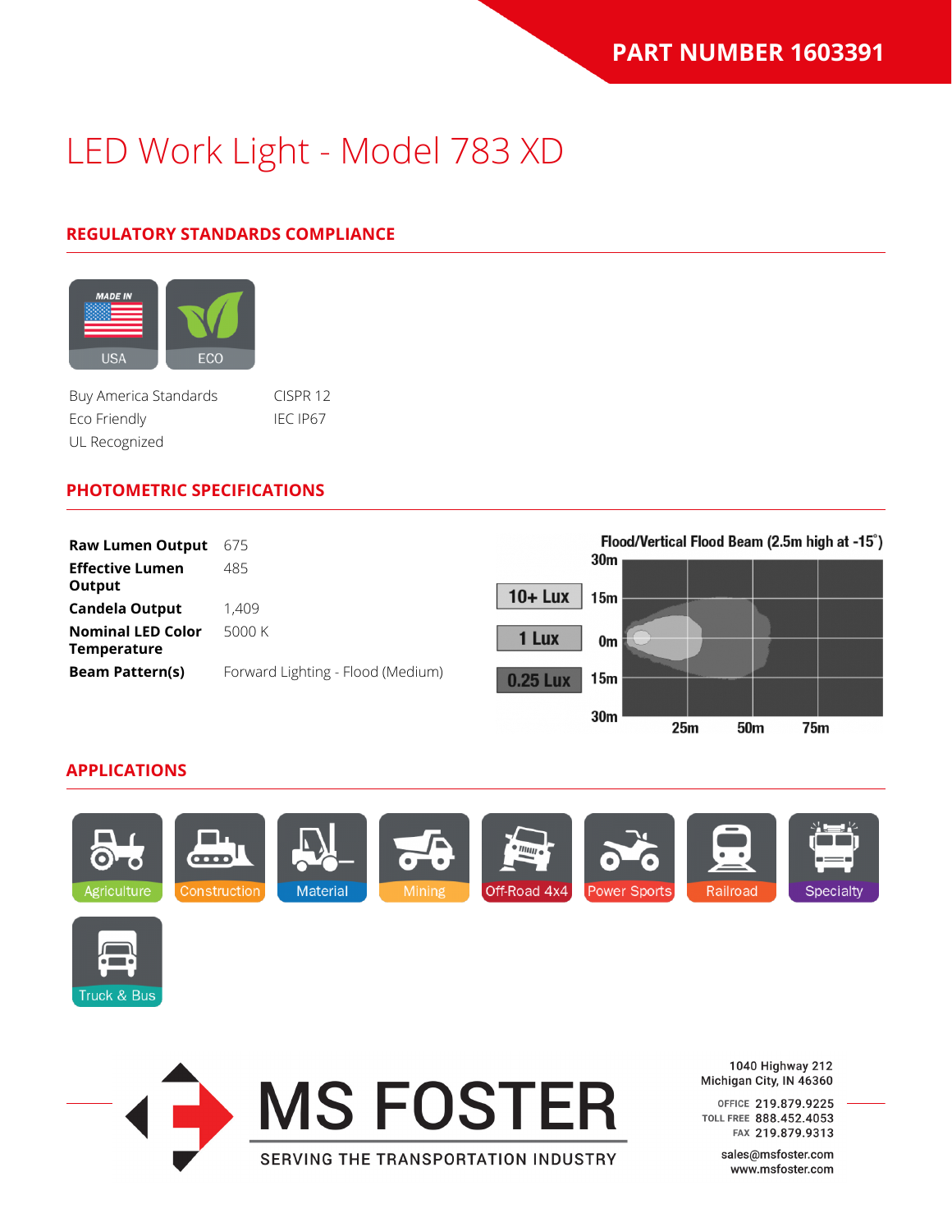PART NUMBER 1603391

# LED Work Light - Model 783 XD

## REGULATORY STANDARDS COMPLIANCE

USA ECO

Buy America Standards
Eco Friendly
UL Recognized

CISPR 12
IEC IP67

## PHOTOMETRIC SPECIFICATIONS

| | |
|---|---|
| **Raw Lumen Output** | 675 |
| **Effective Lumen Output** | 485 |
| **Candela Output** | 1,409 |
| **Nominal LED Color Temperature** | 5000 K |
| **Beam Pattern(s)** | Forward Lighting - Flood (Medium) |

Flood/Vertical Flood Beam (2.5m high at -15°)

10+ Lux
1 Lux
0.25 Lux

30m, 15m, 0m, 15m, 30m
25m, 50m, 75m

## APPLICATIONS

Agriculture, Construction, Material, Mining, Off-Road 4x4, Power Sports, Railroad, Specialty, Truck & Bus

MS FOSTER
SERVING THE TRANSPORTATION INDUSTRY

1040 Highway 212
Michigan City, IN 46360

OFFICE 219.879.9225
TOLL FREE 888.452.4053
FAX 219.879.9313

sales@msfoster.com
www.msfoster.com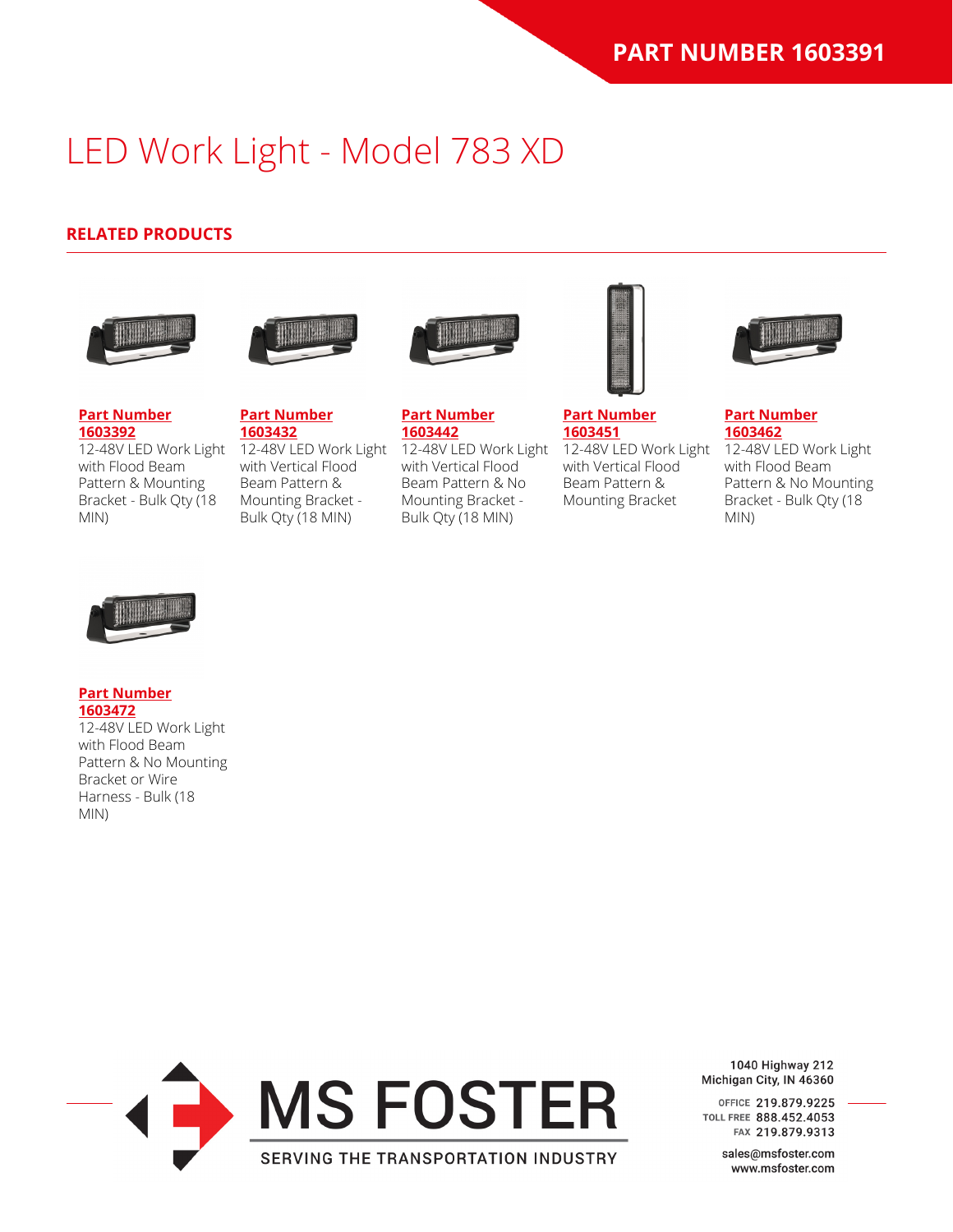PART NUMBER 1603391

# LED Work Light - Model 783 XD

## RELATED PRODUCTS

**Part Number 1603392**
12-48V LED Work Light with Flood Beam Pattern & Mounting Bracket - Bulk Qty (18 MIN)

**Part Number 1603432**
12-48V LED Work Light with Vertical Flood Beam Pattern & Mounting Bracket - Bulk Qty (18 MIN)

**Part Number 1603442**
12-48V LED Work Light with Vertical Flood Beam Pattern & No Mounting Bracket - Bulk Qty (18 MIN)

**Part Number 1603451**
12-48V LED Work Light with Vertical Flood Beam Pattern & Mounting Bracket

**Part Number 1603462**
12-48V LED Work Light with Flood Beam Pattern & No Mounting Bracket - Bulk Qty (18 MIN)

**Part Number 1603472**
12-48V LED Work Light with Flood Beam Pattern & No Mounting Bracket or Wire Harness - Bulk (18 MIN)

MS FOSTER
SERVING THE TRANSPORTATION INDUSTRY

1040 Highway 212
Michigan City, IN 46360

OFFICE 219.879.9225
TOLL FREE 888.452.4053
FAX 219.879.9313

sales@msfoster.com
www.msfoster.com